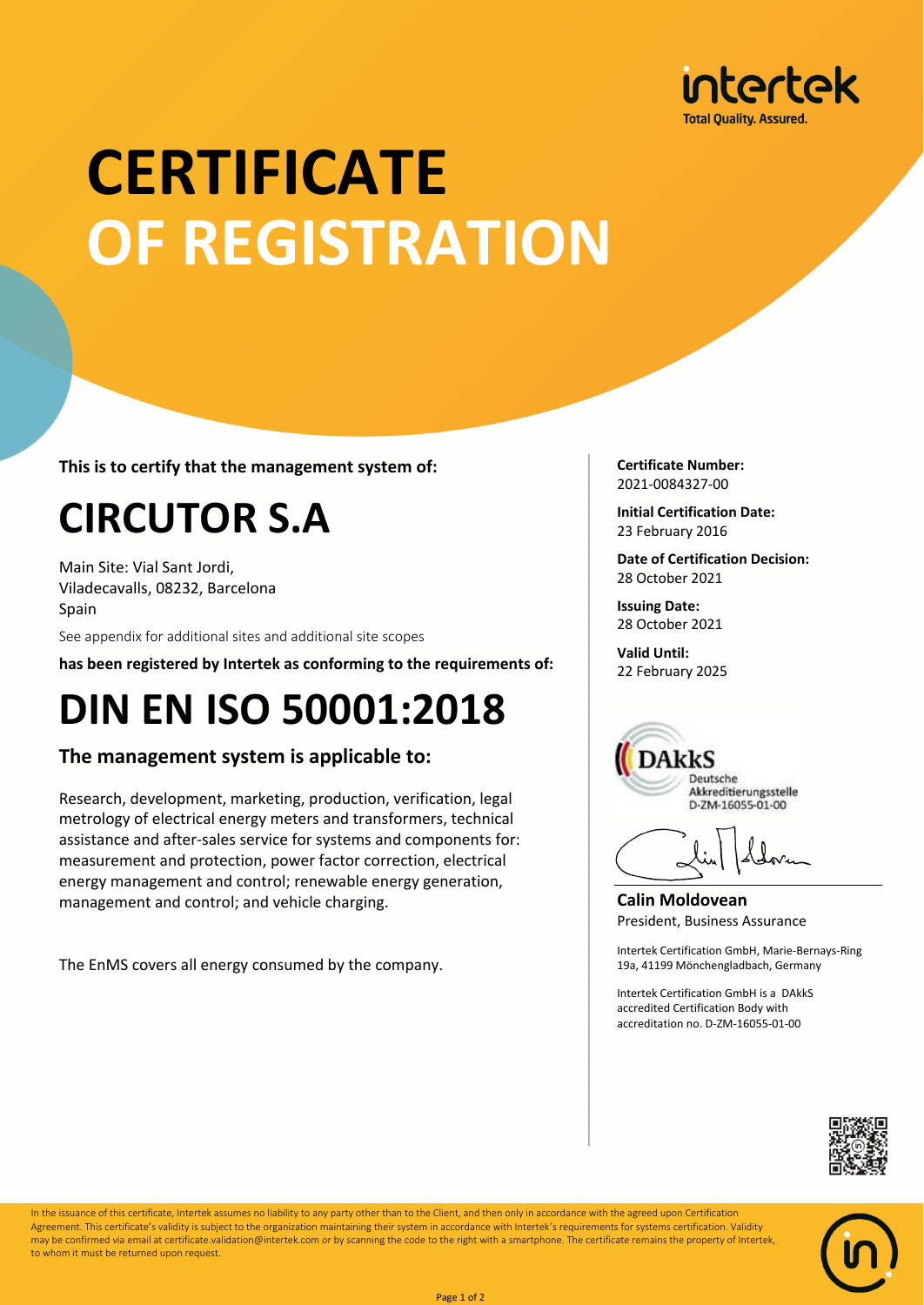intertek
Total Quality. Assured.

# CERTIFICATE OF REGISTRATION

**This is to certify that the management system of:**

## CIRCUTOR S.A

Main Site: Vial Sant Jordi,
Viladecavalls, 08232, Barcelona
Spain

See appendix for additional sites and additional site scopes

**has been registered by Intertek as conforming to the requirements of:**

# DIN EN ISO 50001:2018

### The management system is applicable to:

Research, development, marketing, production, verification, legal metrology of electrical energy meters and transformers, technical assistance and after-sales service for systems and components for: measurement and protection, power factor correction, electrical energy management and control; renewable energy generation, management and control; and vehicle charging.

The EnMS covers all energy consumed by the company.

**Certificate Number:**
2021-0084327-00

**Initial Certification Date:**
23 February 2016

**Date of Certification Decision:**
28 October 2021

**Issuing Date:**
28 October 2021

**Valid Until:**
22 February 2025

DAkkS
Deutsche
Akkreditierungsstelle
D-ZM-16055-01-00

**Calin Moldovean**
President, Business Assurance

Intertek Certification GmbH, Marie-Bernays-Ring 19a, 41199 Mönchengladbach, Germany

Intertek Certification GmbH is a DAkkS accredited Certification Body with accreditation no. D-ZM-16055-01-00

In the issuance of this certificate, Intertek assumes no liability to any party other than to the Client, and then only in accordance with the agreed upon Certification Agreement. This certificate's validity is subject to the organization maintaining their system in accordance with Intertek's requirements for systems certification. Validity may be confirmed via email at certificate.validation@intertek.com or by scanning the code to the right with a smartphone. The certificate remains the property of Intertek, to whom it must be returned upon request.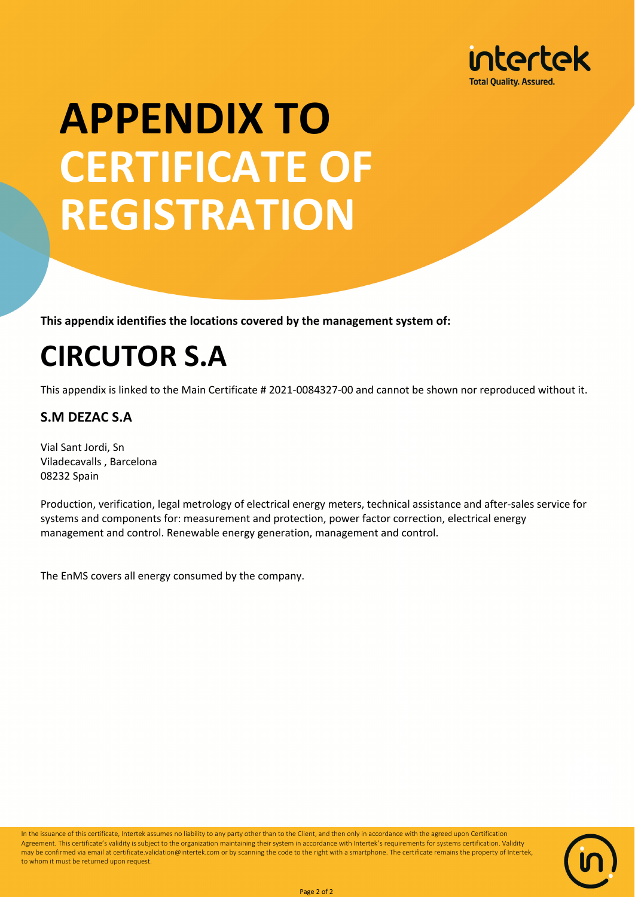intertek

Total Quality. Assured.

# APPENDIX TO CERTIFICATE OF REGISTRATION

**This appendix identifies the locations covered by the management system of:**

# CIRCUTOR S.A

This appendix is linked to the Main Certificate # 2021-0084327-00 and cannot be shown nor reproduced without it.

### S.M DEZAC S.A

Vial Sant Jordi, Sn
Viladecavalls , Barcelona
08232 Spain

Production, verification, legal metrology of electrical energy meters, technical assistance and after-sales service for systems and components for: measurement and protection, power factor correction, electrical energy management and control. Renewable energy generation, management and control.

The EnMS covers all energy consumed by the company.

In the issuance of this certificate, Intertek assumes no liability to any party other than to the Client, and then only in accordance with the agreed upon Certification Agreement. This certificate's validity is subject to the organization maintaining their system in accordance with Intertek's requirements for systems certification. Validity may be confirmed via email at certificate.validation@intertek.com or by scanning the code to the right with a smartphone. The certificate remains the property of Intertek, to whom it must be returned upon request.